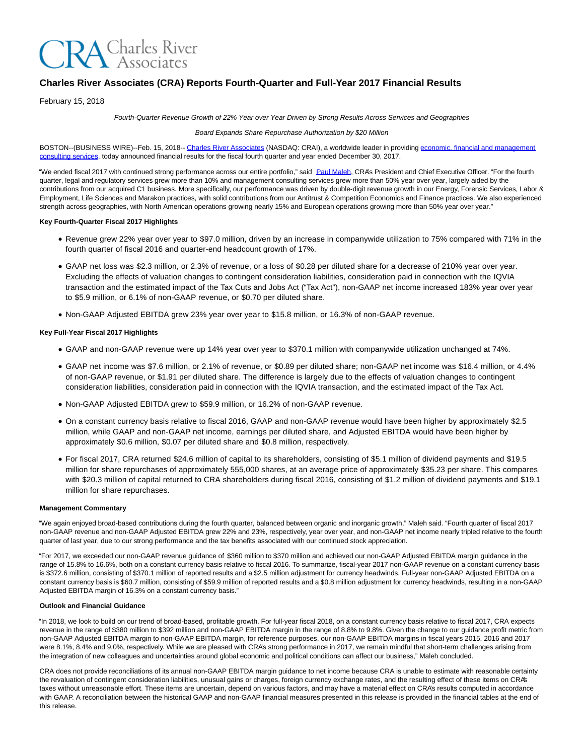# Charles River Associates (CRA) Reports Fourth-Quarter and Full-Year 2017 Financial Results

February 15, 2018

*Fourth-Quarter Revenue Growth of 22% Year over Year Driven by Strong Results Across Services and Geographies*

*Board Expands Share Repurchase Authorization by $20 Million*

BOSTON--(BUSINESS WIRE)--Feb. 15, 2018-- Charles River Associates (NASDAQ: CRAI), a worldwide leader in providing economic, financial and management consulting services, today announced financial results for the fiscal fourth quarter and year ended December 30, 2017.

"We ended fiscal 2017 with continued strong performance across our entire portfolio," said Paul Maleh, CRA's President and Chief Executive Officer. "For the fourth quarter, legal and regulatory services grew more than 10% and management consulting services grew more than 50% year over year, largely aided by the contributions from our acquired C1 business. More specifically, our performance was driven by double-digit revenue growth in our Energy, Forensic Services, Labor & Employment, Life Sciences and Marakon practices, with solid contributions from our Antitrust & Competition Economics and Finance practices. We also experienced strength across geographies, with North American operations growing nearly 15% and European operations growing more than 50% year over year."

**Key Fourth-Quarter Fiscal 2017 Highlights**

- Revenue grew 22% year over year to $97.0 million, driven by an increase in companywide utilization to 75% compared with 71% in the fourth quarter of fiscal 2016 and quarter-end headcount growth of 17%.
- GAAP net loss was $2.3 million, or 2.3% of revenue, or a loss of $0.28 per diluted share for a decrease of 210% year over year. Excluding the effects of valuation changes to contingent consideration liabilities, consideration paid in connection with the IQVIA transaction and the estimated impact of the Tax Cuts and Jobs Act ("Tax Act"), non-GAAP net income increased 183% year over year to $5.9 million, or 6.1% of non-GAAP revenue, or $0.70 per diluted share.
- Non-GAAP Adjusted EBITDA grew 23% year over year to $15.8 million, or 16.3% of non-GAAP revenue.

**Key Full-Year Fiscal 2017 Highlights**

- GAAP and non-GAAP revenue were up 14% year over year to $370.1 million with companywide utilization unchanged at 74%.
- GAAP net income was $7.6 million, or 2.1% of revenue, or $0.89 per diluted share; non-GAAP net income was $16.4 million, or 4.4% of non-GAAP revenue, or $1.91 per diluted share. The difference is largely due to the effects of valuation changes to contingent consideration liabilities, consideration paid in connection with the IQVIA transaction, and the estimated impact of the Tax Act.
- Non-GAAP Adjusted EBITDA grew to $59.9 million, or 16.2% of non-GAAP revenue.
- On a constant currency basis relative to fiscal 2016, GAAP and non-GAAP revenue would have been higher by approximately $2.5 million, while GAAP and non-GAAP net income, earnings per diluted share, and Adjusted EBITDA would have been higher by approximately $0.6 million, $0.07 per diluted share and $0.8 million, respectively.
- For fiscal 2017, CRA returned $24.6 million of capital to its shareholders, consisting of $5.1 million of dividend payments and $19.5 million for share repurchases of approximately 555,000 shares, at an average price of approximately $35.23 per share. This compares with $20.3 million of capital returned to CRA shareholders during fiscal 2016, consisting of $1.2 million of dividend payments and $19.1 million for share repurchases.

**Management Commentary**

"We again enjoyed broad-based contributions during the fourth quarter, balanced between organic and inorganic growth," Maleh said. "Fourth quarter of fiscal 2017 non-GAAP revenue and non-GAAP Adjusted EBITDA grew 22% and 23%, respectively, year over year, and non-GAAP net income nearly tripled relative to the fourth quarter of last year, due to our strong performance and the tax benefits associated with our continued stock appreciation.

"For 2017, we exceeded our non-GAAP revenue guidance of $360 million to $370 million and achieved our non-GAAP Adjusted EBITDA margin guidance in the range of 15.8% to 16.6%, both on a constant currency basis relative to fiscal 2016. To summarize, fiscal-year 2017 non-GAAP revenue on a constant currency basis is $372.6 million, consisting of $370.1 million of reported results and a $2.5 million adjustment for currency headwinds. Full-year non-GAAP Adjusted EBITDA on a constant currency basis is $60.7 million, consisting of $59.9 million of reported results and a $0.8 million adjustment for currency headwinds, resulting in a non-GAAP Adjusted EBITDA margin of 16.3% on a constant currency basis."

**Outlook and Financial Guidance**

"In 2018, we look to build on our trend of broad-based, profitable growth. For full-year fiscal 2018, on a constant currency basis relative to fiscal 2017, CRA expects revenue in the range of $380 million to $392 million and non-GAAP EBITDA margin in the range of 8.8% to 9.8%. Given the change to our guidance profit metric from non-GAAP Adjusted EBITDA margin to non-GAAP EBITDA margin, for reference purposes, our non-GAAP EBITDA margins in fiscal years 2015, 2016 and 2017 were 8.1%, 8.4% and 9.0%, respectively. While we are pleased with CRA's strong performance in 2017, we remain mindful that short-term challenges arising from the integration of new colleagues and uncertainties around global economic and political conditions can affect our business," Maleh concluded.

CRA does not provide reconciliations of its annual non-GAAP EBITDA margin guidance to net income because CRA is unable to estimate with reasonable certainty the revaluation of contingent consideration liabilities, unusual gains or charges, foreign currency exchange rates, and the resulting effect of these items on CRA's taxes without unreasonable effort. These items are uncertain, depend on various factors, and may have a material effect on CRA's results computed in accordance with GAAP. A reconciliation between the historical GAAP and non-GAAP financial measures presented in this release is provided in the financial tables at the end of this release.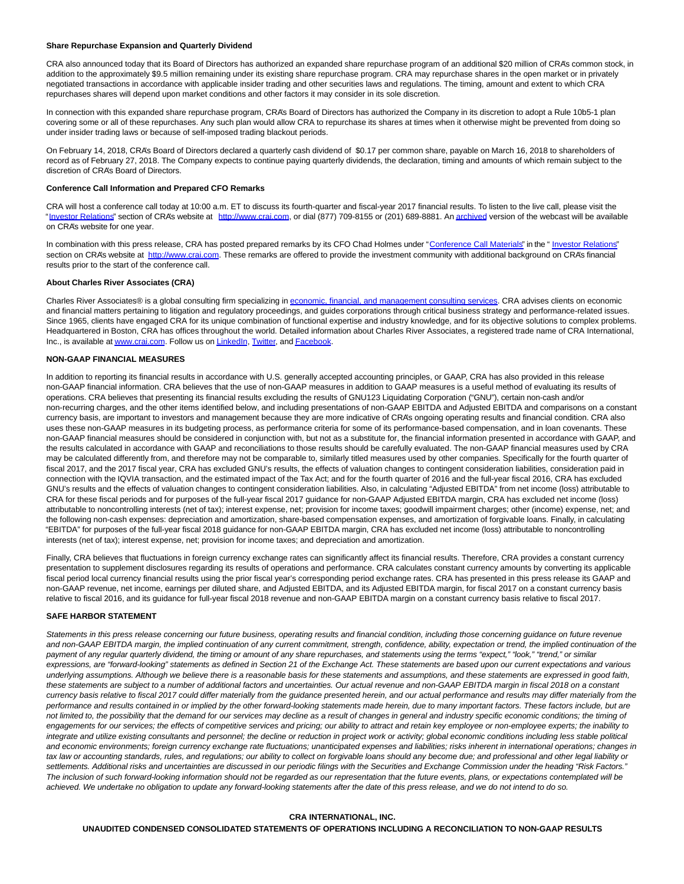### Share Repurchase Expansion and Quarterly Dividend

CRA also announced today that its Board of Directors has authorized an expanded share repurchase program of an additional $20 million of CRA's common stock, in addition to the approximately $9.5 million remaining under its existing share repurchase program. CRA may repurchase shares in the open market or in privately negotiated transactions in accordance with applicable insider trading and other securities laws and regulations. The timing, amount and extent to which CRA repurchases shares will depend upon market conditions and other factors it may consider in its sole discretion.

In connection with this expanded share repurchase program, CRA's Board of Directors has authorized the Company in its discretion to adopt a Rule 10b5-1 plan covering some or all of these repurchases. Any such plan would allow CRA to repurchase its shares at times when it otherwise might be prevented from doing so under insider trading laws or because of self-imposed trading blackout periods.

On February 14, 2018, CRA's Board of Directors declared a quarterly cash dividend of $0.17 per common share, payable on March 16, 2018 to shareholders of record as of February 27, 2018. The Company expects to continue paying quarterly dividends, the declaration, timing and amounts of which remain subject to the discretion of CRA's Board of Directors.

### Conference Call Information and Prepared CFO Remarks

CRA will host a conference call today at 10:00 a.m. ET to discuss its fourth-quarter and fiscal-year 2017 financial results. To listen to the live call, please visit the "Investor Relations" section of CRA's website at http://www.crai.com, or dial (877) 709-8155 or (201) 689-8881. An archived version of the webcast will be available on CRA's website for one year.

In combination with this press release, CRA has posted prepared remarks by its CFO Chad Holmes under "Conference Call Materials" in the " Investor Relations" section on CRA's website at http://www.crai.com. These remarks are offered to provide the investment community with additional background on CRA's financial results prior to the start of the conference call.

### About Charles River Associates (CRA)

Charles River Associates® is a global consulting firm specializing in economic, financial, and management consulting services. CRA advises clients on economic and financial matters pertaining to litigation and regulatory proceedings, and guides corporations through critical business strategy and performance-related issues. Since 1965, clients have engaged CRA for its unique combination of functional expertise and industry knowledge, and for its objective solutions to complex problems. Headquartered in Boston, CRA has offices throughout the world. Detailed information about Charles River Associates, a registered trade name of CRA International, Inc., is available at www.crai.com. Follow us on LinkedIn, Twitter, and Facebook.

### NON-GAAP FINANCIAL MEASURES

In addition to reporting its financial results in accordance with U.S. generally accepted accounting principles, or GAAP, CRA has also provided in this release non-GAAP financial information. CRA believes that the use of non-GAAP measures in addition to GAAP measures is a useful method of evaluating its results of operations. CRA believes that presenting its financial results excluding the results of GNU123 Liquidating Corporation ("GNU"), certain non-cash and/or non-recurring charges, and the other items identified below, and including presentations of non-GAAP EBITDA and Adjusted EBITDA and comparisons on a constant currency basis, are important to investors and management because they are more indicative of CRA's ongoing operating results and financial condition. CRA also uses these non-GAAP measures in its budgeting process, as performance criteria for some of its performance-based compensation, and in loan covenants. These non-GAAP financial measures should be considered in conjunction with, but not as a substitute for, the financial information presented in accordance with GAAP, and the results calculated in accordance with GAAP and reconciliations to those results should be carefully evaluated. The non-GAAP financial measures used by CRA may be calculated differently from, and therefore may not be comparable to, similarly titled measures used by other companies. Specifically for the fourth quarter of fiscal 2017, and the 2017 fiscal year, CRA has excluded GNU's results, the effects of valuation changes to contingent consideration liabilities, consideration paid in connection with the IQVIA transaction, and the estimated impact of the Tax Act; and for the fourth quarter of 2016 and the full-year fiscal 2016, CRA has excluded GNU's results and the effects of valuation changes to contingent consideration liabilities. Also, in calculating "Adjusted EBITDA" from net income (loss) attributable to CRA for these fiscal periods and for purposes of the full-year fiscal 2017 guidance for non-GAAP Adjusted EBITDA margin, CRA has excluded net income (loss) attributable to noncontrolling interests (net of tax); interest expense, net; provision for income taxes; goodwill impairment charges; other (income) expense, net; and the following non-cash expenses: depreciation and amortization, share-based compensation expenses, and amortization of forgivable loans. Finally, in calculating "EBITDA" for purposes of the full-year fiscal 2018 guidance for non-GAAP EBITDA margin, CRA has excluded net income (loss) attributable to noncontrolling interests (net of tax); interest expense, net; provision for income taxes; and depreciation and amortization.

Finally, CRA believes that fluctuations in foreign currency exchange rates can significantly affect its financial results. Therefore, CRA provides a constant currency presentation to supplement disclosures regarding its results of operations and performance. CRA calculates constant currency amounts by converting its applicable fiscal period local currency financial results using the prior fiscal year's corresponding period exchange rates. CRA has presented in this press release its GAAP and non-GAAP revenue, net income, earnings per diluted share, and Adjusted EBITDA, and its Adjusted EBITDA margin, for fiscal 2017 on a constant currency basis relative to fiscal 2016, and its guidance for full-year fiscal 2018 revenue and non-GAAP EBITDA margin on a constant currency basis relative to fiscal 2017.

### SAFE HARBOR STATEMENT

*Statements in this press release concerning our future business, operating results and financial condition, including those concerning guidance on future revenue and non-GAAP EBITDA margin, the implied continuation of any current commitment, strength, confidence, ability, expectation or trend, the implied continuation of the payment of any regular quarterly dividend, the timing or amount of any share repurchases, and statements using the terms "expect," "look," "trend," or similar expressions, are "forward-looking" statements as defined in Section 21 of the Exchange Act. These statements are based upon our current expectations and various underlying assumptions. Although we believe there is a reasonable basis for these statements and assumptions, and these statements are expressed in good faith, these statements are subject to a number of additional factors and uncertainties. Our actual revenue and non-GAAP EBITDA margin in fiscal 2018 on a constant currency basis relative to fiscal 2017 could differ materially from the guidance presented herein, and our actual performance and results may differ materially from the performance and results contained in or implied by the other forward-looking statements made herein, due to many important factors. These factors include, but are not limited to, the possibility that the demand for our services may decline as a result of changes in general and industry specific economic conditions; the timing of engagements for our services; the effects of competitive services and pricing; our ability to attract and retain key employee or non-employee experts; the inability to integrate and utilize existing consultants and personnel; the decline or reduction in project work or activity; global economic conditions including less stable political and economic environments; foreign currency exchange rate fluctuations; unanticipated expenses and liabilities; risks inherent in international operations; changes in tax law or accounting standards, rules, and regulations; our ability to collect on forgivable loans should any become due; and professional and other legal liability or settlements. Additional risks and uncertainties are discussed in our periodic filings with the Securities and Exchange Commission under the heading "Risk Factors." The inclusion of such forward-looking information should not be regarded as our representation that the future events, plans, or expectations contemplated will be achieved. We undertake no obligation to update any forward-looking statements after the date of this press release, and we do not intend to do so.*

**CRA INTERNATIONAL, INC.**

**UNAUDITED CONDENSED CONSOLIDATED STATEMENTS OF OPERATIONS INCLUDING A RECONCILIATION TO NON-GAAP RESULTS**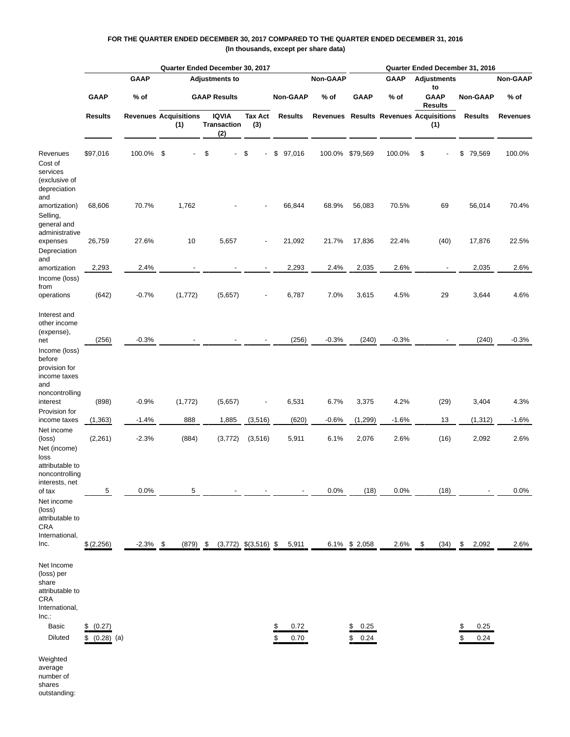**FOR THE QUARTER ENDED DECEMBER 30, 2017 COMPARED TO THE QUARTER ENDED DECEMBER 31, 2016**
**(In thousands, except per share data)**

| | Quarter Ended December 30, 2017 | | | | | | | Quarter Ended December 31, 2016 | | | | |
|---|---|---|---|---|---|---|---|---|---|---|---|---|
| | GAAP Results | GAAP % of Revenues | Adjustments to GAAP Results: Acquisitions (1) | Adjustments to GAAP Results: IQVIA Transaction (2) | Adjustments to GAAP Results: Tax Act (3) | Non-GAAP Results | Non-GAAP % of Revenues | GAAP Results | GAAP % of Revenues | Adjustments to GAAP Results: Acquisitions (1) | Non-GAAP Results | Non-GAAP % of Revenues |
| Revenues | $97,016 | 100.0% | $ - | $ - | $ - | $ 97,016 | 100.0% | $79,569 | 100.0% | $ - | $ 79,569 | 100.0% |
| Cost of services (exclusive of depreciation and amortization) | 68,606 | 70.7% | 1,762 | - | - | 66,844 | 68.9% | 56,083 | 70.5% | 69 | 56,014 | 70.4% |
| Selling, general and administrative expenses | 26,759 | 27.6% | 10 | 5,657 | - | 21,092 | 21.7% | 17,836 | 22.4% | (40) | 17,876 | 22.5% |
| Depreciation and amortization | 2,293 | 2.4% | - | - | - | 2,293 | 2.4% | 2,035 | 2.6% | - | 2,035 | 2.6% |
| Income (loss) from operations | (642) | -0.7% | (1,772) | (5,657) | - | 6,787 | 7.0% | 3,615 | 4.5% | 29 | 3,644 | 4.6% |
| Interest and other income (expense), net | (256) | -0.3% | - | - | - | (256) | -0.3% | (240) | -0.3% | - | (240) | -0.3% |
| Income (loss) before provision for income taxes and noncontrolling interest | (898) | -0.9% | (1,772) | (5,657) | - | 6,531 | 6.7% | 3,375 | 4.2% | (29) | 3,404 | 4.3% |
| Provision for income taxes | (1,363) | -1.4% | 888 | 1,885 | (3,516) | (620) | -0.6% | (1,299) | -1.6% | 13 | (1,312) | -1.6% |
| Net income (loss) | (2,261) | -2.3% | (884) | (3,772) | (3,516) | 5,911 | 6.1% | 2,076 | 2.6% | (16) | 2,092 | 2.6% |
| Net (income) loss attributable to noncontrolling interests, net of tax | 5 | 0.0% | 5 | - | - | - | 0.0% | (18) | 0.0% | (18) | - | 0.0% |
| Net income (loss) attributable to CRA International, Inc. | $ (2,256) | -2.3% | $ (879) | $ (3,772) | $(3,516) | $ 5,911 | 6.1% | $ 2,058 | 2.6% | $ (34) | $ 2,092 | 2.6% |
| Net Income (loss) per share attributable to CRA International, Inc.: | | | | | | | | | | | | |
| Basic | $ (0.27) | | | | | $ 0.72 | | $ 0.25 | | | $ 0.25 | |
| Diluted | $ (0.28) (a) | | | | | $ 0.70 | | $ 0.24 | | | $ 0.24 | |
| Weighted average number of shares outstanding: | | | | | | | | | | | | |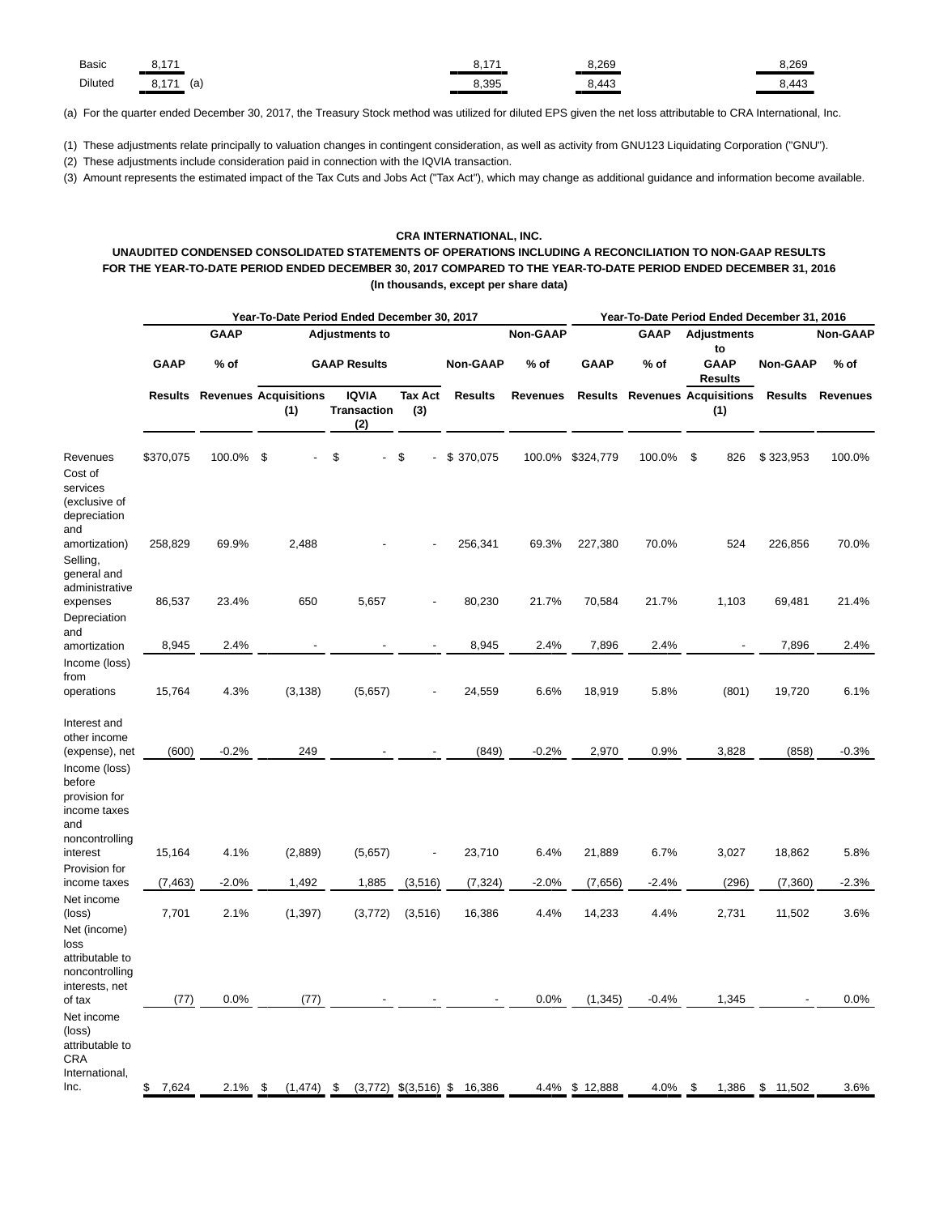| | | | | |
|---|---|---|---|---|
| Basic | 8,171 | 8,171 | 8,269 | 8,269 |
| Diluted | 8,171 (a) | 8,395 | 8,443 | 8,443 |

(a) For the quarter ended December 30, 2017, the Treasury Stock method was utilized for diluted EPS given the net loss attributable to CRA International, Inc.

(1) These adjustments relate principally to valuation changes in contingent consideration, as well as activity from GNU123 Liquidating Corporation ("GNU").

(2) These adjustments include consideration paid in connection with the IQVIA transaction.

(3) Amount represents the estimated impact of the Tax Cuts and Jobs Act ("Tax Act"), which may change as additional guidance and information become available.

**CRA INTERNATIONAL, INC.**

**UNAUDITED CONDENSED CONSOLIDATED STATEMENTS OF OPERATIONS INCLUDING A RECONCILIATION TO NON-GAAP RESULTS FOR THE YEAR-TO-DATE PERIOD ENDED DECEMBER 30, 2017 COMPARED TO THE YEAR-TO-DATE PERIOD ENDED DECEMBER 31, 2016**

**(In thousands, except per share data)**

| | Year-To-Date Period Ended December 30, 2017 | | | | | | | Year-To-Date Period Ended December 31, 2016 | | | | |
|---|---|---|---|---|---|---|---|---|---|---|---|---|
| | GAAP Results | GAAP % of Revenues | Adjustments to GAAP Results: Acquisitions (1) | Adjustments to GAAP Results: IQVIA Transaction (2) | Adjustments to GAAP Results: Tax Act (3) | Non-GAAP Results | Non-GAAP % of Revenues | GAAP Results | GAAP % of Revenues | Adjustments to GAAP Results Acquisitions (1) | Non-GAAP Results | Non-GAAP % of Revenues |
| Revenues | $370,075 | 100.0% | $ - | $ - | $ - | $ 370,075 | 100.0% | $324,779 | 100.0% | $ 826 | $ 323,953 | 100.0% |
| Cost of services (exclusive of depreciation and amortization) | 258,829 | 69.9% | 2,488 | - | - | 256,341 | 69.3% | 227,380 | 70.0% | 524 | 226,856 | 70.0% |
| Selling, general and administrative expenses | 86,537 | 23.4% | 650 | 5,657 | - | 80,230 | 21.7% | 70,584 | 21.7% | 1,103 | 69,481 | 21.4% |
| Depreciation and amortization | 8,945 | 2.4% | - | - | - | 8,945 | 2.4% | 7,896 | 2.4% | - | 7,896 | 2.4% |
| Income (loss) from operations | 15,764 | 4.3% | (3,138) | (5,657) | - | 24,559 | 6.6% | 18,919 | 5.8% | (801) | 19,720 | 6.1% |
| Interest and other income (expense), net | (600) | -0.2% | 249 | - | - | (849) | -0.2% | 2,970 | 0.9% | 3,828 | (858) | -0.3% |
| Income (loss) before provision for income taxes and noncontrolling interest | 15,164 | 4.1% | (2,889) | (5,657) | - | 23,710 | 6.4% | 21,889 | 6.7% | 3,027 | 18,862 | 5.8% |
| Provision for income taxes | (7,463) | -2.0% | 1,492 | 1,885 | (3,516) | (7,324) | -2.0% | (7,656) | -2.4% | (296) | (7,360) | -2.3% |
| Net income (loss) | 7,701 | 2.1% | (1,397) | (3,772) | (3,516) | 16,386 | 4.4% | 14,233 | 4.4% | 2,731 | 11,502 | 3.6% |
| Net (income) loss attributable to noncontrolling interests, net of tax | (77) | 0.0% | (77) | - | - | - | 0.0% | (1,345) | -0.4% | 1,345 | - | 0.0% |
| Net income (loss) attributable to CRA International, Inc. | $ 7,624 | 2.1% | $ (1,474) | $ (3,772) | $(3,516) | $ 16,386 | 4.4% | $ 12,888 | 4.0% | $ 1,386 | $ 11,502 | 3.6% |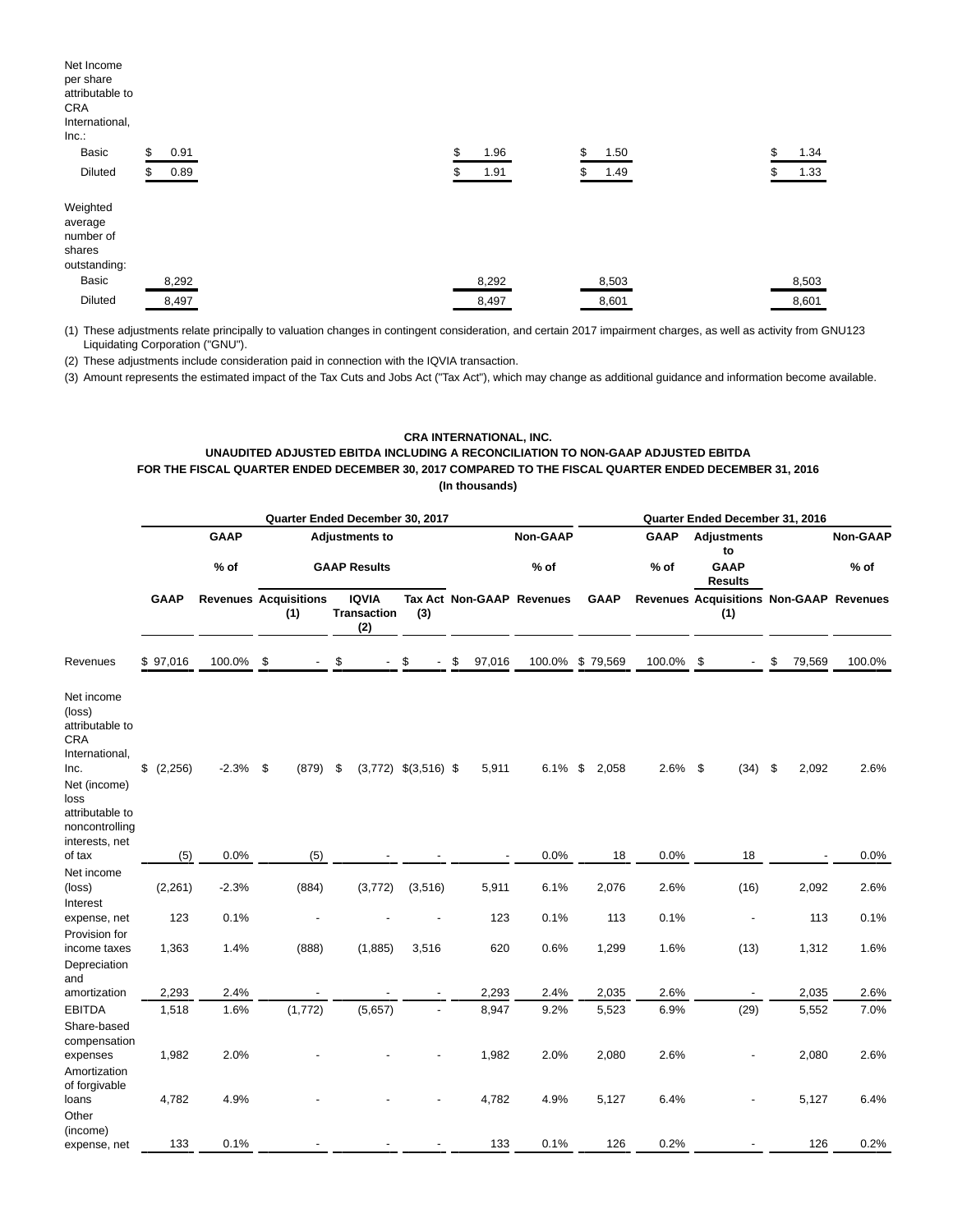| | | | | |
|---|---|---|---|---|
| Net Income per share attributable to CRA International, Inc.: | | | | |
| Basic | $ 0.91 | $ 1.96 | $ 1.50 | $ 1.34 |
| Diluted | $ 0.89 | $ 1.91 | $ 1.49 | $ 1.33 |
| Weighted average number of shares outstanding: | | | | |
| Basic | 8,292 | 8,292 | 8,503 | 8,503 |
| Diluted | 8,497 | 8,497 | 8,601 | 8,601 |

(1) These adjustments relate principally to valuation changes in contingent consideration, and certain 2017 impairment charges, as well as activity from GNU123 Liquidating Corporation ("GNU").

(2) These adjustments include consideration paid in connection with the IQVIA transaction.

(3) Amount represents the estimated impact of the Tax Cuts and Jobs Act ("Tax Act"), which may change as additional guidance and information become available.

**CRA INTERNATIONAL, INC.**
**UNAUDITED ADJUSTED EBITDA INCLUDING A RECONCILIATION TO NON-GAAP ADJUSTED EBITDA**
**FOR THE FISCAL QUARTER ENDED DECEMBER 30, 2017 COMPARED TO THE FISCAL QUARTER ENDED DECEMBER 31, 2016**
**(In thousands)**

| | Quarter Ended December 30, 2017 | | | | | | | Quarter Ended December 31, 2016 | | | | |
|---|---|---|---|---|---|---|---|---|---|---|---|---|
| | | GAAP | Adjustments to GAAP Results | | | | Non-GAAP | | GAAP | Adjustments to GAAP Results | | Non-GAAP |
| | GAAP | % of Revenues | Acquisitions (1) | IQVIA Transaction (2) | Tax Act (3) | Non-GAAP | % of Revenues | GAAP | % of Revenues | Acquisitions (1) | Non-GAAP | % of Revenues |
| Revenues | $ 97,016 | 100.0% | $ - | $ - | $ - | $ 97,016 | 100.0% | $ 79,569 | 100.0% | $ - | $ 79,569 | 100.0% |
| Net income (loss) attributable to CRA International, Inc. | $ (2,256) | -2.3% | $ (879) | $ (3,772) | $(3,516) | $ 5,911 | 6.1% | $ 2,058 | 2.6% | $ (34) | $ 2,092 | 2.6% |
| Net (income) loss attributable to noncontrolling interests, net of tax | (5) | 0.0% | (5) | - | - | - | 0.0% | 18 | 0.0% | 18 | - | 0.0% |
| Net income (loss) | (2,261) | -2.3% | (884) | (3,772) | (3,516) | 5,911 | 6.1% | 2,076 | 2.6% | (16) | 2,092 | 2.6% |
| Interest expense, net | 123 | 0.1% | - | - | - | 123 | 0.1% | 113 | 0.1% | - | 113 | 0.1% |
| Provision for income taxes | 1,363 | 1.4% | (888) | (1,885) | 3,516 | 620 | 0.6% | 1,299 | 1.6% | (13) | 1,312 | 1.6% |
| Depreciation and amortization | 2,293 | 2.4% | - | - | - | 2,293 | 2.4% | 2,035 | 2.6% | - | 2,035 | 2.6% |
| EBITDA | 1,518 | 1.6% | (1,772) | (5,657) | - | 8,947 | 9.2% | 5,523 | 6.9% | (29) | 5,552 | 7.0% |
| Share-based compensation expenses | 1,982 | 2.0% | - | - | - | 1,982 | 2.0% | 2,080 | 2.6% | - | 2,080 | 2.6% |
| Amortization of forgivable loans | 4,782 | 4.9% | - | - | - | 4,782 | 4.9% | 5,127 | 6.4% | - | 5,127 | 6.4% |
| Other (income) expense, net | 133 | 0.1% | - | - | - | 133 | 0.1% | 126 | 0.2% | - | 126 | 0.2% |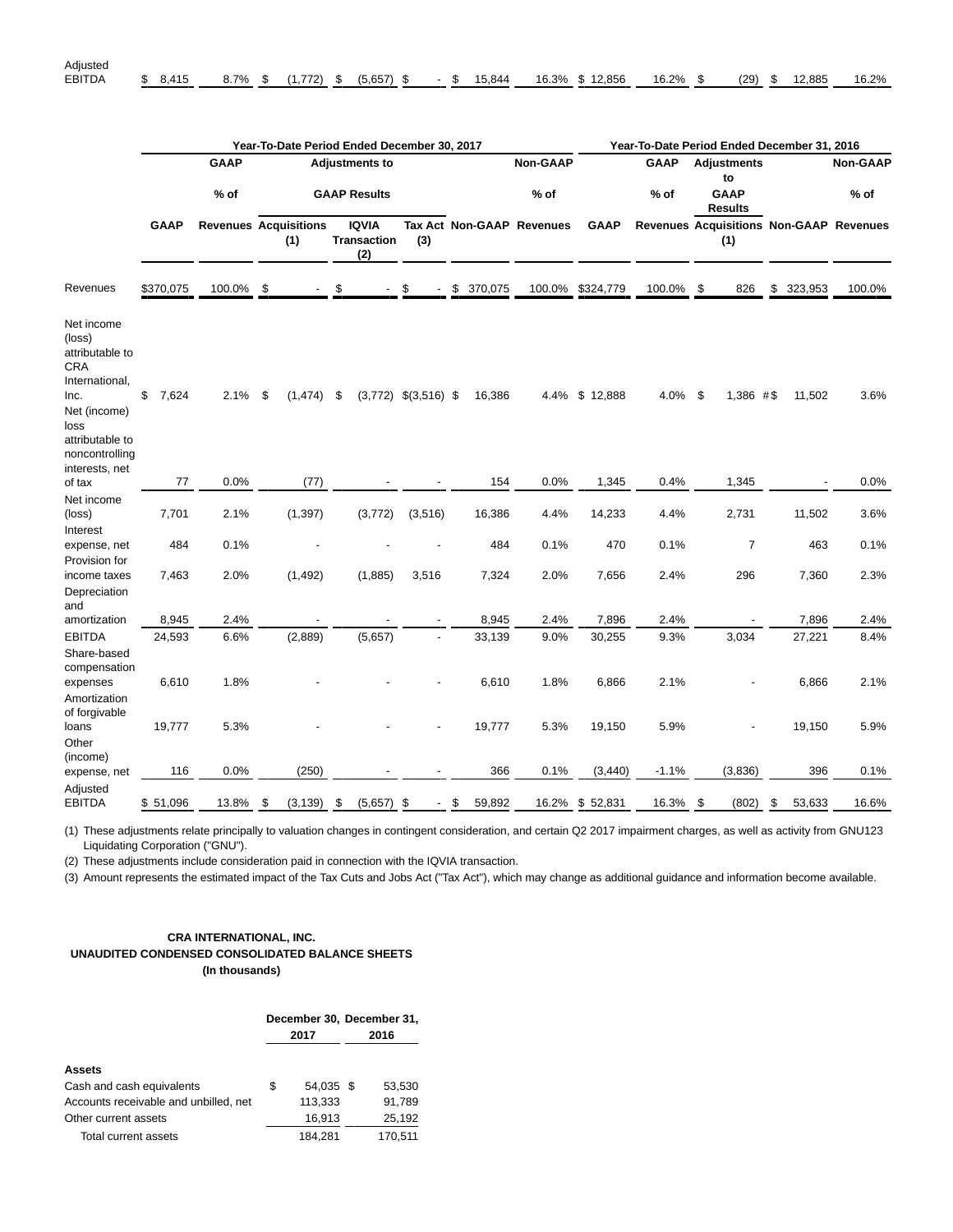| | | | | | | | | | | | | | |
|---|---|---|---|---|---|---|---|---|---|---|---|---|---|
| Adjusted EBITDA | $ 8,415 | 8.7% | $ (1,772) | $ (5,657) | $ - | $ 15,844 | 16.3% | $ 12,856 | 16.2% | $ (29) | $ 12,885 | 16.2% |

| | Year-To-Date Period Ended December 30, 2017 | | | | | | | Year-To-Date Period Ended December 31, 2016 | | | | |
|---|---|---|---|---|---|---|---|---|---|---|---|---|
| | | GAAP | Adjustments to | | | | Non-GAAP | | GAAP | Adjustments to | | Non-GAAP |
| | | % of | GAAP Results | | | | % of | | % of | GAAP Results | | % of |
| | GAAP | Revenues | Acquisitions (1) | IQVIA Transaction (2) | Tax Act (3) | Non-GAAP | Revenues | GAAP | Revenues | Acquisitions (1) | Non-GAAP | Revenues |
| Revenues | $370,075 | 100.0% | $ - | $ - | $ - | $ 370,075 | 100.0% | $324,779 | 100.0% | $ 826 | $ 323,953 | 100.0% |
| Net income (loss) attributable to CRA International, Inc. | $ 7,624 | 2.1% | $ (1,474) | $ (3,772) | $(3,516) | $ 16,386 | 4.4% | $ 12,888 | 4.0% | $ 1,386 # | $ 11,502 | 3.6% |
| Net (income) loss attributable to noncontrolling interests, net of tax | 77 | 0.0% | (77) | - | - | 154 | 0.0% | 1,345 | 0.4% | 1,345 | - | 0.0% |
| Net income (loss) | 7,701 | 2.1% | (1,397) | (3,772) | (3,516) | 16,386 | 4.4% | 14,233 | 4.4% | 2,731 | 11,502 | 3.6% |
| Interest expense, net | 484 | 0.1% | - | - | - | 484 | 0.1% | 470 | 0.1% | 7 | 463 | 0.1% |
| Provision for income taxes | 7,463 | 2.0% | (1,492) | (1,885) | 3,516 | 7,324 | 2.0% | 7,656 | 2.4% | 296 | 7,360 | 2.3% |
| Depreciation and amortization | 8,945 | 2.4% | - | - | - | 8,945 | 2.4% | 7,896 | 2.4% | - | 7,896 | 2.4% |
| EBITDA | 24,593 | 6.6% | (2,889) | (5,657) | - | 33,139 | 9.0% | 30,255 | 9.3% | 3,034 | 27,221 | 8.4% |
| Share-based compensation expenses | 6,610 | 1.8% | - | - | - | 6,610 | 1.8% | 6,866 | 2.1% | - | 6,866 | 2.1% |
| Amortization of forgivable loans | 19,777 | 5.3% | - | - | - | 19,777 | 5.3% | 19,150 | 5.9% | - | 19,150 | 5.9% |
| Other (income) expense, net | 116 | 0.0% | (250) | - | - | 366 | 0.1% | (3,440) | -1.1% | (3,836) | 396 | 0.1% |
| Adjusted EBITDA | $ 51,096 | 13.8% | $ (3,139) | $ (5,657) | $ - | $ 59,892 | 16.2% | $ 52,831 | 16.3% | $ (802) | $ 53,633 | 16.6% |

(1) These adjustments relate principally to valuation changes in contingent consideration, and certain Q2 2017 impairment charges, as well as activity from GNU123 Liquidating Corporation ("GNU").

(2) These adjustments include consideration paid in connection with the IQVIA transaction.

(3) Amount represents the estimated impact of the Tax Cuts and Jobs Act ("Tax Act"), which may change as additional guidance and information become available.

**CRA INTERNATIONAL, INC.**
**UNAUDITED CONDENSED CONSOLIDATED BALANCE SHEETS**
**(In thousands)**

| | December 30, 2017 | December 31, 2016 |
|---|---|---|
| **Assets** | | |
| Cash and cash equivalents | $ 54,035 | $ 53,530 |
| Accounts receivable and unbilled, net | 113,333 | 91,789 |
| Other current assets | 16,913 | 25,192 |
| Total current assets | 184,281 | 170,511 |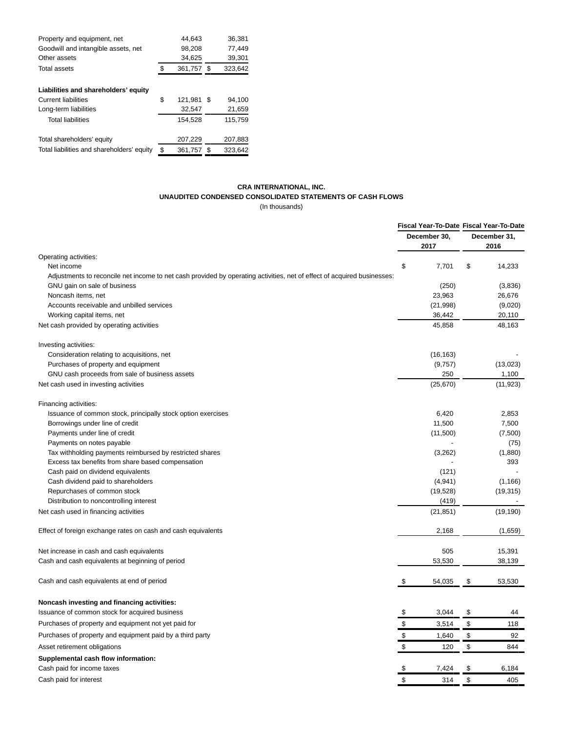| | | |
|---|---|---|
| Property and equipment, net | 44,643 | 36,381 |
| Goodwill and intangible assets, net | 98,208 | 77,449 |
| Other assets | 34,625 | 39,301 |
| Total assets | $ 361,757 | $ 323,642 |
| | | |
| **Liabilities and shareholders' equity** | | |
| Current liabilities | $ 121,981 | $ 94,100 |
| Long-term liabilities | 32,547 | 21,659 |
| Total liabilities | 154,528 | 115,759 |
| | | |
| Total shareholders' equity | 207,229 | 207,883 |
| Total liabilities and shareholders' equity | $ 361,757 | $ 323,642 |

**CRA INTERNATIONAL, INC.**

**UNAUDITED CONDENSED CONSOLIDATED STATEMENTS OF CASH FLOWS**

(In thousands)

| | Fiscal Year-To-Date December 30, 2017 | Fiscal Year-To-Date December 31, 2016 |
|---|---|---|
| Operating activities: | | |
| Net income | $ 7,701 | $ 14,233 |
| Adjustments to reconcile net income to net cash provided by operating activities, net of effect of acquired businesses: | | |
| GNU gain on sale of business | (250) | (3,836) |
| Noncash items, net | 23,963 | 26,676 |
| Accounts receivable and unbilled services | (21,998) | (9,020) |
| Working capital items, net | 36,442 | 20,110 |
| Net cash provided by operating activities | 45,858 | 48,163 |
| | | |
| Investing activities: | | |
| Consideration relating to acquisitions, net | (16,163) | - |
| Purchases of property and equipment | (9,757) | (13,023) |
| GNU cash proceeds from sale of business assets | 250 | 1,100 |
| Net cash used in investing activities | (25,670) | (11,923) |
| | | |
| Financing activities: | | |
| Issuance of common stock, principally stock option exercises | 6,420 | 2,853 |
| Borrowings under line of credit | 11,500 | 7,500 |
| Payments under line of credit | (11,500) | (7,500) |
| Payments on notes payable | - | (75) |
| Tax withholding payments reimbursed by restricted shares | (3,262) | (1,880) |
| Excess tax benefits from share based compensation | - | 393 |
| Cash paid on dividend equivalents | (121) | - |
| Cash dividend paid to shareholders | (4,941) | (1,166) |
| Repurchases of common stock | (19,528) | (19,315) |
| Distribution to noncontrolling interest | (419) | - |
| Net cash used in financing activities | (21,851) | (19,190) |
| | | |
| Effect of foreign exchange rates on cash and cash equivalents | 2,168 | (1,659) |
| | | |
| Net increase in cash and cash equivalents | 505 | 15,391 |
| Cash and cash equivalents at beginning of period | 53,530 | 38,139 |
| | | |
| Cash and cash equivalents at end of period | $ 54,035 | $ 53,530 |
| | | |
| **Noncash investing and financing activities:** | | |
| Issuance of common stock for acquired business | $ 3,044 | $ 44 |
| Purchases of property and equipment not yet paid for | $ 3,514 | $ 118 |
| Purchases of property and equipment paid by a third party | $ 1,640 | $ 92 |
| Asset retirement obligations | $ 120 | $ 844 |
| **Supplemental cash flow information:** | | |
| Cash paid for income taxes | $ 7,424 | $ 6,184 |
| Cash paid for interest | $ 314 | $ 405 |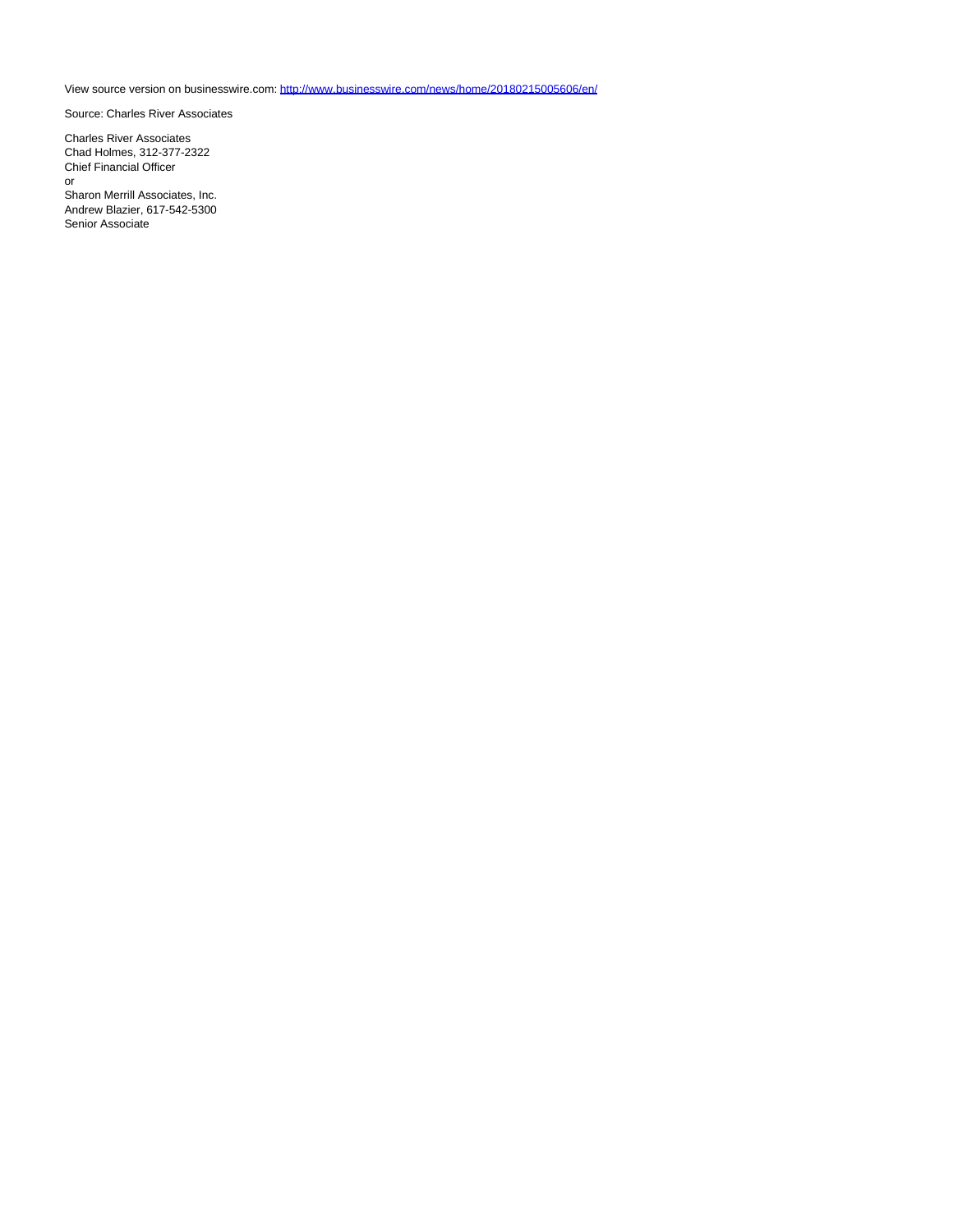View source version on businesswire.com: [http://www.businesswire.com/news/home/20180215005606/en/](http://www.businesswire.com/news/home/20180215005606/en/)

Source: Charles River Associates

Charles River Associates
Chad Holmes, 312-377-2322
Chief Financial Officer
or
Sharon Merrill Associates, Inc.
Andrew Blazier, 617-542-5300
Senior Associate